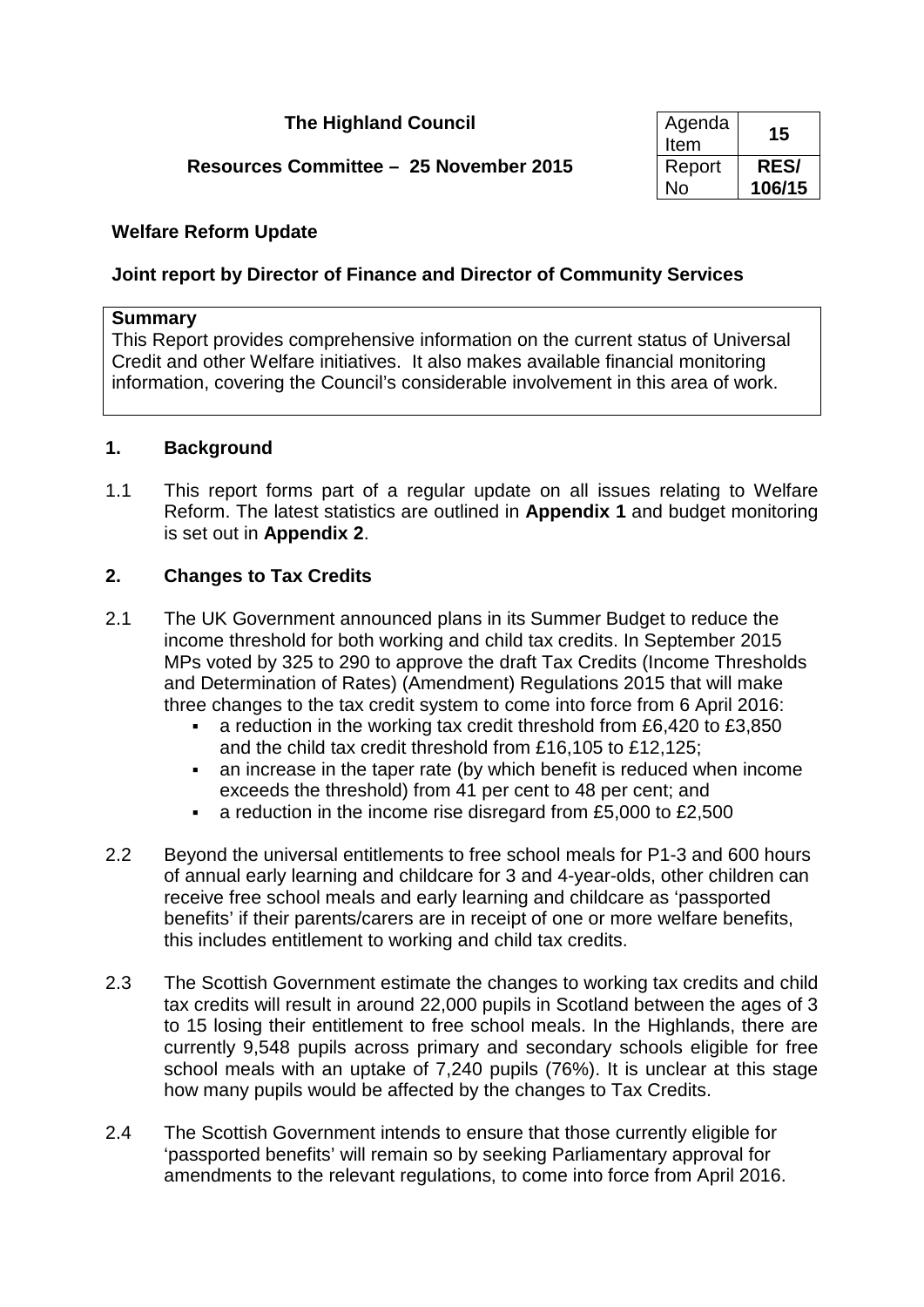**The Highland Council**

**Resources Committee – 25 November 2015**

| Agenda Item | **15** |
|---|---|
| Report No | **RES/ 106/15** |

**Welfare Reform Update**

**Joint report by Director of Finance and Director of Community Services**

**Summary**

This Report provides comprehensive information on the current status of Universal Credit and other Welfare initiatives. It also makes available financial monitoring information, covering the Council's considerable involvement in this area of work.

## 1. Background

1.1 This report forms part of a regular update on all issues relating to Welfare Reform. The latest statistics are outlined in **Appendix 1** and budget monitoring is set out in **Appendix 2**.

## 2. Changes to Tax Credits

2.1 The UK Government announced plans in its Summer Budget to reduce the income threshold for both working and child tax credits. In September 2015 MPs voted by 325 to 290 to approve the draft Tax Credits (Income Thresholds and Determination of Rates) (Amendment) Regulations 2015 that will make three changes to the tax credit system to come into force from 6 April 2016:

- a reduction in the working tax credit threshold from £6,420 to £3,850 and the child tax credit threshold from £16,105 to £12,125;
- an increase in the taper rate (by which benefit is reduced when income exceeds the threshold) from 41 per cent to 48 per cent; and
- a reduction in the income rise disregard from £5,000 to £2,500

2.2 Beyond the universal entitlements to free school meals for P1-3 and 600 hours of annual early learning and childcare for 3 and 4-year-olds, other children can receive free school meals and early learning and childcare as 'passported benefits' if their parents/carers are in receipt of one or more welfare benefits, this includes entitlement to working and child tax credits.

2.3 The Scottish Government estimate the changes to working tax credits and child tax credits will result in around 22,000 pupils in Scotland between the ages of 3 to 15 losing their entitlement to free school meals. In the Highlands, there are currently 9,548 pupils across primary and secondary schools eligible for free school meals with an uptake of 7,240 pupils (76%). It is unclear at this stage how many pupils would be affected by the changes to Tax Credits.

2.4 The Scottish Government intends to ensure that those currently eligible for 'passported benefits' will remain so by seeking Parliamentary approval for amendments to the relevant regulations, to come into force from April 2016.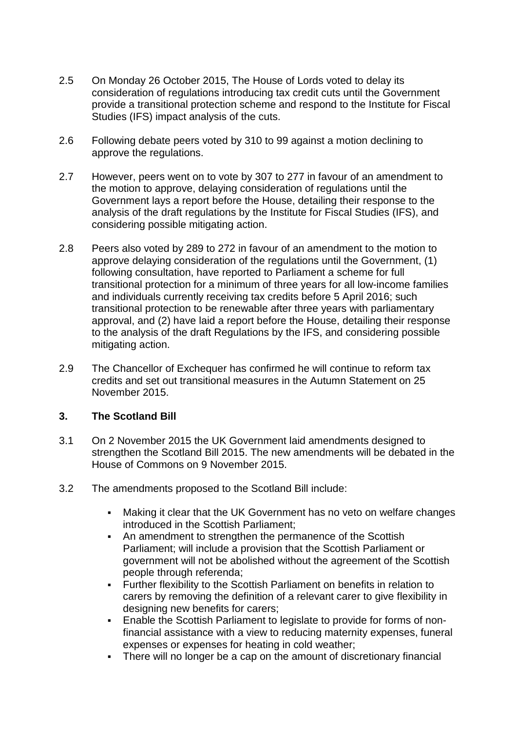2.5 On Monday 26 October 2015, The House of Lords voted to delay its consideration of regulations introducing tax credit cuts until the Government provide a transitional protection scheme and respond to the Institute for Fiscal Studies (IFS) impact analysis of the cuts.

2.6 Following debate peers voted by 310 to 99 against a motion declining to approve the regulations.

2.7 However, peers went on to vote by 307 to 277 in favour of an amendment to the motion to approve, delaying consideration of regulations until the Government lays a report before the House, detailing their response to the analysis of the draft regulations by the Institute for Fiscal Studies (IFS), and considering possible mitigating action.

2.8 Peers also voted by 289 to 272 in favour of an amendment to the motion to approve delaying consideration of the regulations until the Government, (1) following consultation, have reported to Parliament a scheme for full transitional protection for a minimum of three years for all low-income families and individuals currently receiving tax credits before 5 April 2016; such transitional protection to be renewable after three years with parliamentary approval, and (2) have laid a report before the House, detailing their response to the analysis of the draft Regulations by the IFS, and considering possible mitigating action.

2.9 The Chancellor of Exchequer has confirmed he will continue to reform tax credits and set out transitional measures in the Autumn Statement on 25 November 2015.

## 3. The Scotland Bill

3.1 On 2 November 2015 the UK Government laid amendments designed to strengthen the Scotland Bill 2015. The new amendments will be debated in the House of Commons on 9 November 2015.

3.2 The amendments proposed to the Scotland Bill include:

- Making it clear that the UK Government has no veto on welfare changes introduced in the Scottish Parliament;
- An amendment to strengthen the permanence of the Scottish Parliament; will include a provision that the Scottish Parliament or government will not be abolished without the agreement of the Scottish people through referenda;
- Further flexibility to the Scottish Parliament on benefits in relation to carers by removing the definition of a relevant carer to give flexibility in designing new benefits for carers;
- Enable the Scottish Parliament to legislate to provide for forms of non-financial assistance with a view to reducing maternity expenses, funeral expenses or expenses for heating in cold weather;
- There will no longer be a cap on the amount of discretionary financial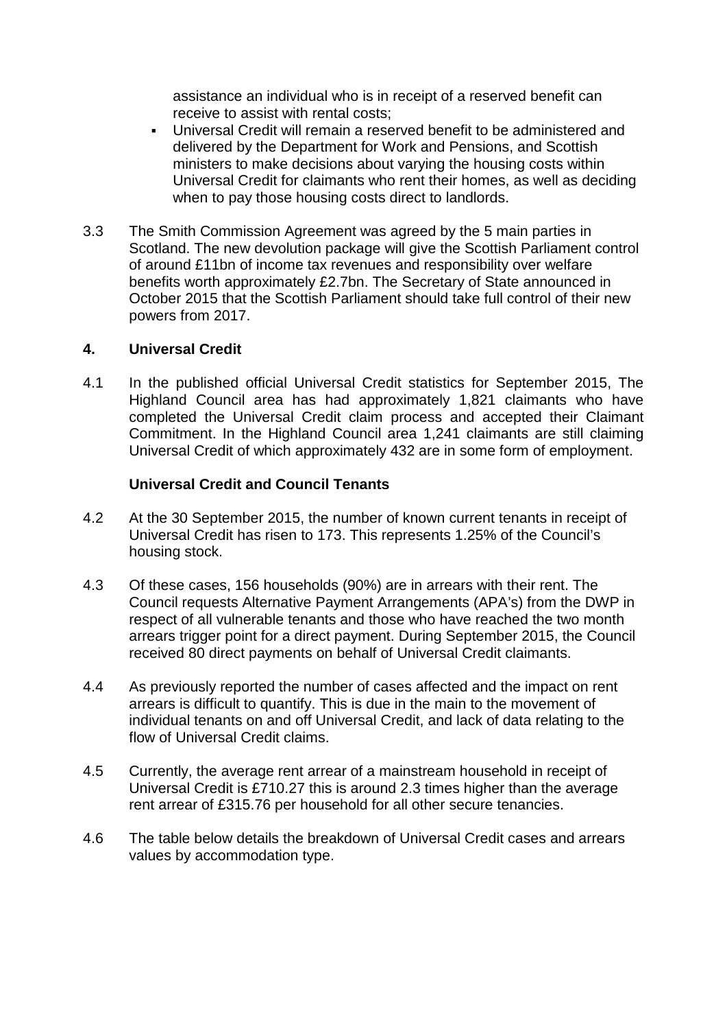assistance an individual who is in receipt of a reserved benefit can receive to assist with rental costs;

- Universal Credit will remain a reserved benefit to be administered and delivered by the Department for Work and Pensions, and Scottish ministers to make decisions about varying the housing costs within Universal Credit for claimants who rent their homes, as well as deciding when to pay those housing costs direct to landlords.

3.3 The Smith Commission Agreement was agreed by the 5 main parties in Scotland. The new devolution package will give the Scottish Parliament control of around £11bn of income tax revenues and responsibility over welfare benefits worth approximately £2.7bn. The Secretary of State announced in October 2015 that the Scottish Parliament should take full control of their new powers from 2017.

## 4. Universal Credit

4.1 In the published official Universal Credit statistics for September 2015, The Highland Council area has had approximately 1,821 claimants who have completed the Universal Credit claim process and accepted their Claimant Commitment. In the Highland Council area 1,241 claimants are still claiming Universal Credit of which approximately 432 are in some form of employment.

### Universal Credit and Council Tenants

4.2 At the 30 September 2015, the number of known current tenants in receipt of Universal Credit has risen to 173. This represents 1.25% of the Council's housing stock.

4.3 Of these cases, 156 households (90%) are in arrears with their rent. The Council requests Alternative Payment Arrangements (APA's) from the DWP in respect of all vulnerable tenants and those who have reached the two month arrears trigger point for a direct payment. During September 2015, the Council received 80 direct payments on behalf of Universal Credit claimants.

4.4 As previously reported the number of cases affected and the impact on rent arrears is difficult to quantify. This is due in the main to the movement of individual tenants on and off Universal Credit, and lack of data relating to the flow of Universal Credit claims.

4.5 Currently, the average rent arrear of a mainstream household in receipt of Universal Credit is £710.27 this is around 2.3 times higher than the average rent arrear of £315.76 per household for all other secure tenancies.

4.6 The table below details the breakdown of Universal Credit cases and arrears values by accommodation type.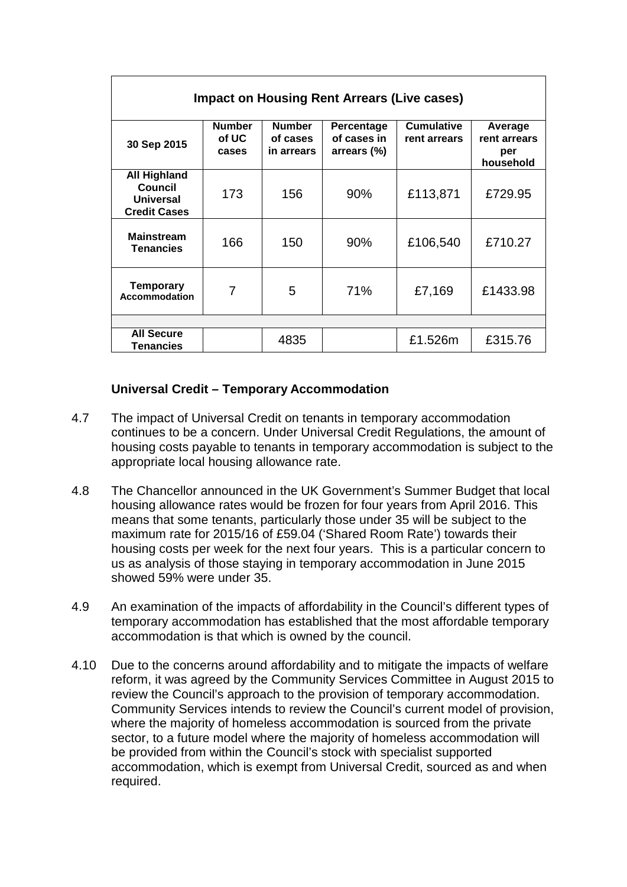| Impact on Housing Rent Arrears (Live cases) | | | | | |
|---|---|---|---|---|---|
| **30 Sep 2015** | **Number of UC cases** | **Number of cases in arrears** | **Percentage of cases in arrears (%)** | **Cumulative rent arrears** | **Average rent arrears per household** |
| **All Highland Council Universal Credit Cases** | 173 | 156 | 90% | £113,871 | £729.95 |
| **Mainstream Tenancies** | 166 | 150 | 90% | £106,540 | £710.27 |
| **Temporary Accommodation** | 7 | 5 | 71% | £7,169 | £1433.98 |
| | | | | | |
| **All Secure Tenancies** | | 4835 | | £1.526m | £315.76 |

### Universal Credit – Temporary Accommodation

4.7 The impact of Universal Credit on tenants in temporary accommodation continues to be a concern. Under Universal Credit Regulations, the amount of housing costs payable to tenants in temporary accommodation is subject to the appropriate local housing allowance rate.

4.8 The Chancellor announced in the UK Government's Summer Budget that local housing allowance rates would be frozen for four years from April 2016. This means that some tenants, particularly those under 35 will be subject to the maximum rate for 2015/16 of £59.04 ('Shared Room Rate') towards their housing costs per week for the next four years. This is a particular concern to us as analysis of those staying in temporary accommodation in June 2015 showed 59% were under 35.

4.9 An examination of the impacts of affordability in the Council's different types of temporary accommodation has established that the most affordable temporary accommodation is that which is owned by the council.

4.10 Due to the concerns around affordability and to mitigate the impacts of welfare reform, it was agreed by the Community Services Committee in August 2015 to review the Council's approach to the provision of temporary accommodation. Community Services intends to review the Council's current model of provision, where the majority of homeless accommodation is sourced from the private sector, to a future model where the majority of homeless accommodation will be provided from within the Council's stock with specialist supported accommodation, which is exempt from Universal Credit, sourced as and when required.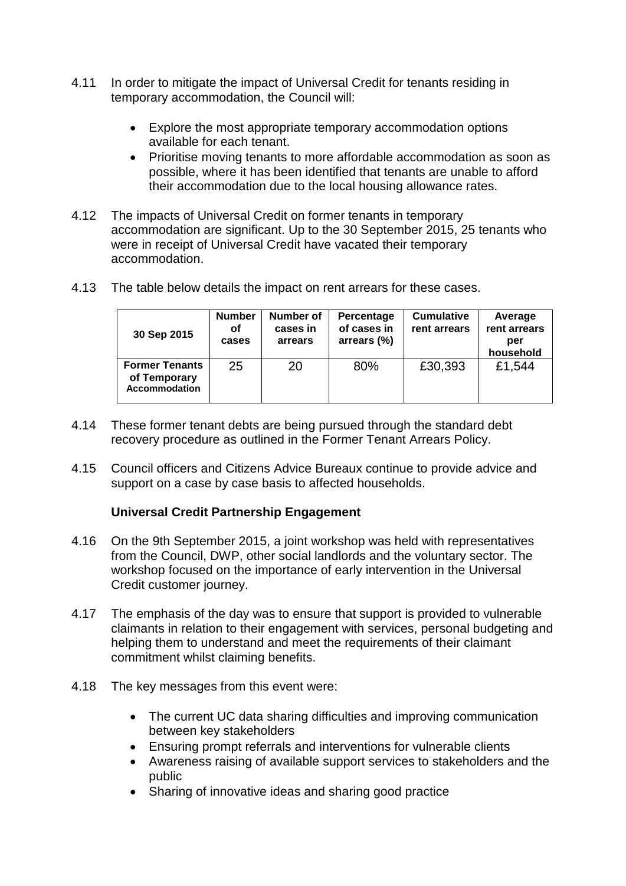4.11 In order to mitigate the impact of Universal Credit for tenants residing in temporary accommodation, the Council will:

- Explore the most appropriate temporary accommodation options available for each tenant.
- Prioritise moving tenants to more affordable accommodation as soon as possible, where it has been identified that tenants are unable to afford their accommodation due to the local housing allowance rates.

4.12 The impacts of Universal Credit on former tenants in temporary accommodation are significant. Up to the 30 September 2015, 25 tenants who were in receipt of Universal Credit have vacated their temporary accommodation.

4.13 The table below details the impact on rent arrears for these cases.

| 30 Sep 2015 | Number of cases | Number of cases in arrears | Percentage of cases in arrears (%) | Cumulative rent arrears | Average rent arrears per household |
|---|---|---|---|---|---|
| **Former Tenants of Temporary Accommodation** | 25 | 20 | 80% | £30,393 | £1,544 |

4.14 These former tenant debts are being pursued through the standard debt recovery procedure as outlined in the Former Tenant Arrears Policy.

4.15 Council officers and Citizens Advice Bureaux continue to provide advice and support on a case by case basis to affected households.

**Universal Credit Partnership Engagement**

4.16 On the 9th September 2015, a joint workshop was held with representatives from the Council, DWP, other social landlords and the voluntary sector. The workshop focused on the importance of early intervention in the Universal Credit customer journey.

4.17 The emphasis of the day was to ensure that support is provided to vulnerable claimants in relation to their engagement with services, personal budgeting and helping them to understand and meet the requirements of their claimant commitment whilst claiming benefits.

4.18 The key messages from this event were:

- The current UC data sharing difficulties and improving communication between key stakeholders
- Ensuring prompt referrals and interventions for vulnerable clients
- Awareness raising of available support services to stakeholders and the public
- Sharing of innovative ideas and sharing good practice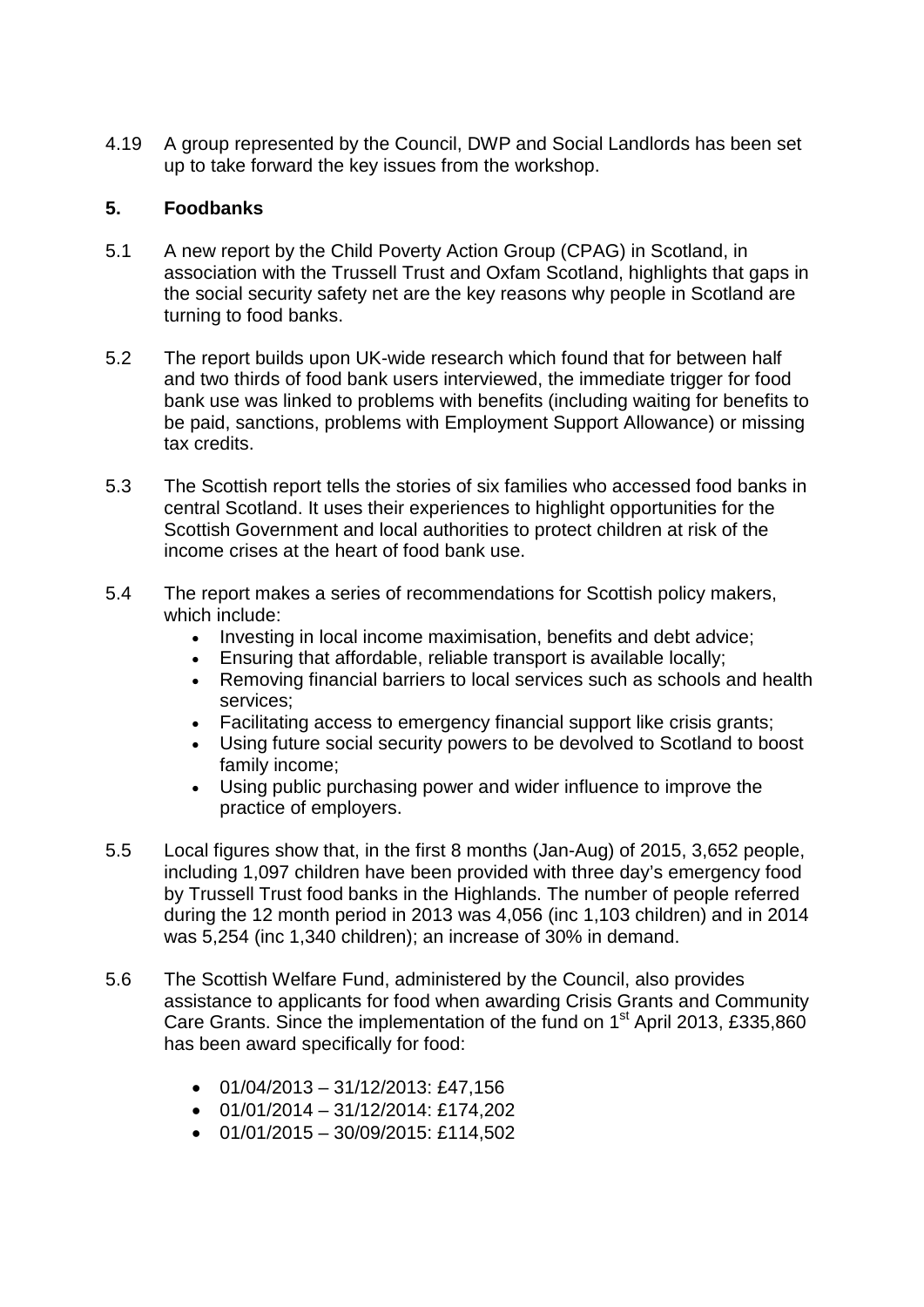4.19 A group represented by the Council, DWP and Social Landlords has been set up to take forward the key issues from the workshop.

## 5. Foodbanks

5.1 A new report by the Child Poverty Action Group (CPAG) in Scotland, in association with the Trussell Trust and Oxfam Scotland, highlights that gaps in the social security safety net are the key reasons why people in Scotland are turning to food banks.

5.2 The report builds upon UK-wide research which found that for between half and two thirds of food bank users interviewed, the immediate trigger for food bank use was linked to problems with benefits (including waiting for benefits to be paid, sanctions, problems with Employment Support Allowance) or missing tax credits.

5.3 The Scottish report tells the stories of six families who accessed food banks in central Scotland. It uses their experiences to highlight opportunities for the Scottish Government and local authorities to protect children at risk of the income crises at the heart of food bank use.

5.4 The report makes a series of recommendations for Scottish policy makers, which include:

- Investing in local income maximisation, benefits and debt advice;
- Ensuring that affordable, reliable transport is available locally;
- Removing financial barriers to local services such as schools and health services;
- Facilitating access to emergency financial support like crisis grants;
- Using future social security powers to be devolved to Scotland to boost family income;
- Using public purchasing power and wider influence to improve the practice of employers.

5.5 Local figures show that, in the first 8 months (Jan-Aug) of 2015, 3,652 people, including 1,097 children have been provided with three day's emergency food by Trussell Trust food banks in the Highlands. The number of people referred during the 12 month period in 2013 was 4,056 (inc 1,103 children) and in 2014 was 5,254 (inc 1,340 children); an increase of 30% in demand.

5.6 The Scottish Welfare Fund, administered by the Council, also provides assistance to applicants for food when awarding Crisis Grants and Community Care Grants. Since the implementation of the fund on 1st April 2013, £335,860 has been award specifically for food:

- 01/04/2013 – 31/12/2013: £47,156
- 01/01/2014 – 31/12/2014: £174,202
- 01/01/2015 – 30/09/2015: £114,502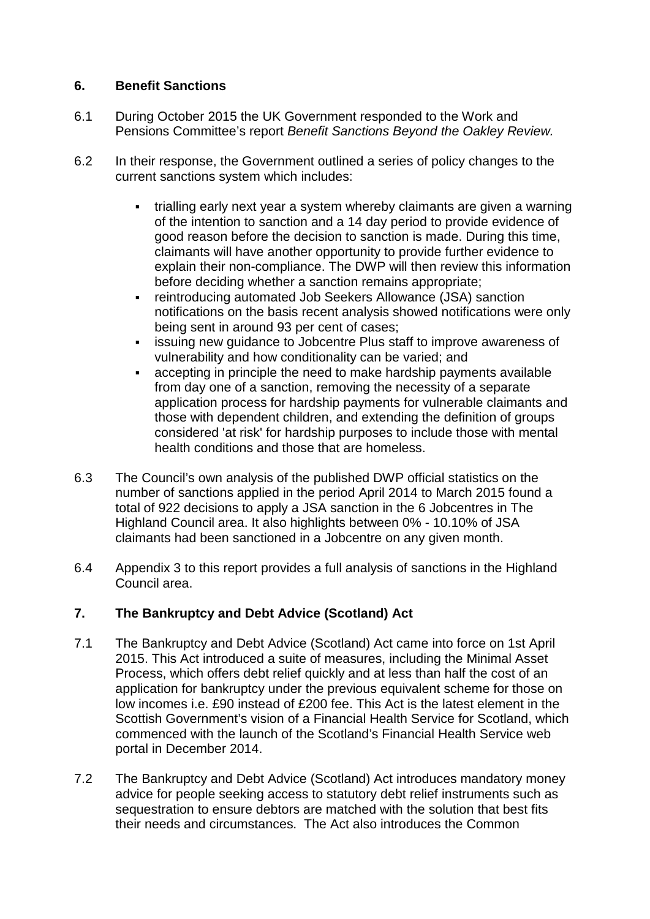## 6. Benefit Sanctions

6.1 During October 2015 the UK Government responded to the Work and Pensions Committee's report *Benefit Sanctions Beyond the Oakley Review.*

6.2 In their response, the Government outlined a series of policy changes to the current sanctions system which includes:

- trialling early next year a system whereby claimants are given a warning of the intention to sanction and a 14 day period to provide evidence of good reason before the decision to sanction is made. During this time, claimants will have another opportunity to provide further evidence to explain their non-compliance. The DWP will then review this information before deciding whether a sanction remains appropriate;
- reintroducing automated Job Seekers Allowance (JSA) sanction notifications on the basis recent analysis showed notifications were only being sent in around 93 per cent of cases;
- issuing new guidance to Jobcentre Plus staff to improve awareness of vulnerability and how conditionality can be varied; and
- accepting in principle the need to make hardship payments available from day one of a sanction, removing the necessity of a separate application process for hardship payments for vulnerable claimants and those with dependent children, and extending the definition of groups considered 'at risk' for hardship purposes to include those with mental health conditions and those that are homeless.

6.3 The Council's own analysis of the published DWP official statistics on the number of sanctions applied in the period April 2014 to March 2015 found a total of 922 decisions to apply a JSA sanction in the 6 Jobcentres in The Highland Council area. It also highlights between 0% - 10.10% of JSA claimants had been sanctioned in a Jobcentre on any given month.

6.4 Appendix 3 to this report provides a full analysis of sanctions in the Highland Council area.

## 7. The Bankruptcy and Debt Advice (Scotland) Act

7.1 The Bankruptcy and Debt Advice (Scotland) Act came into force on 1st April 2015. This Act introduced a suite of measures, including the Minimal Asset Process, which offers debt relief quickly and at less than half the cost of an application for bankruptcy under the previous equivalent scheme for those on low incomes i.e. £90 instead of £200 fee. This Act is the latest element in the Scottish Government's vision of a Financial Health Service for Scotland, which commenced with the launch of the Scotland's Financial Health Service web portal in December 2014.

7.2 The Bankruptcy and Debt Advice (Scotland) Act introduces mandatory money advice for people seeking access to statutory debt relief instruments such as sequestration to ensure debtors are matched with the solution that best fits their needs and circumstances. The Act also introduces the Common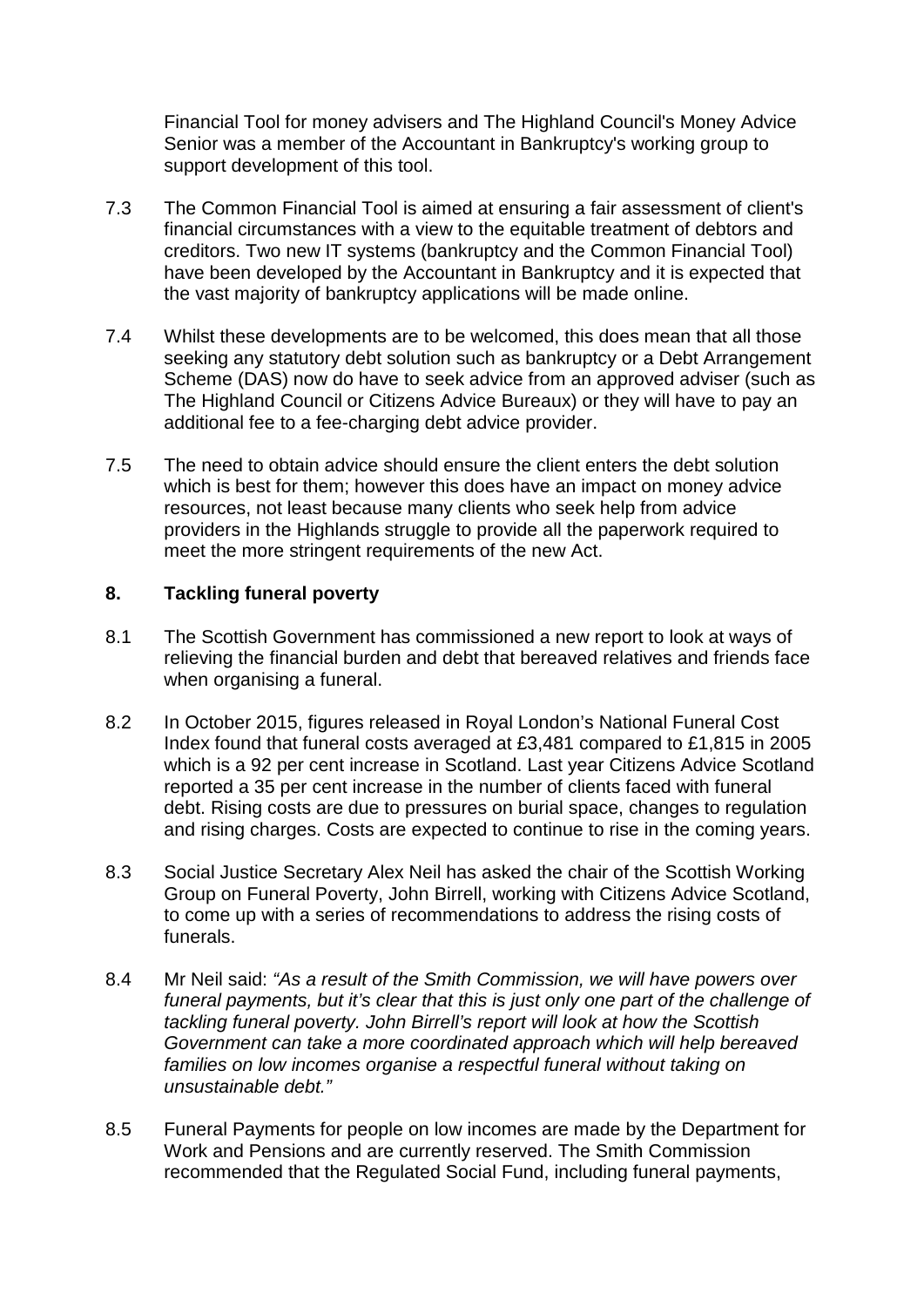Financial Tool for money advisers and The Highland Council's Money Advice Senior was a member of the Accountant in Bankruptcy's working group to support development of this tool.

7.3 The Common Financial Tool is aimed at ensuring a fair assessment of client's financial circumstances with a view to the equitable treatment of debtors and creditors. Two new IT systems (bankruptcy and the Common Financial Tool) have been developed by the Accountant in Bankruptcy and it is expected that the vast majority of bankruptcy applications will be made online.

7.4 Whilst these developments are to be welcomed, this does mean that all those seeking any statutory debt solution such as bankruptcy or a Debt Arrangement Scheme (DAS) now do have to seek advice from an approved adviser (such as The Highland Council or Citizens Advice Bureaux) or they will have to pay an additional fee to a fee-charging debt advice provider.

7.5 The need to obtain advice should ensure the client enters the debt solution which is best for them; however this does have an impact on money advice resources, not least because many clients who seek help from advice providers in the Highlands struggle to provide all the paperwork required to meet the more stringent requirements of the new Act.

## 8. Tackling funeral poverty

8.1 The Scottish Government has commissioned a new report to look at ways of relieving the financial burden and debt that bereaved relatives and friends face when organising a funeral.

8.2 In October 2015, figures released in Royal London's National Funeral Cost Index found that funeral costs averaged at £3,481 compared to £1,815 in 2005 which is a 92 per cent increase in Scotland. Last year Citizens Advice Scotland reported a 35 per cent increase in the number of clients faced with funeral debt. Rising costs are due to pressures on burial space, changes to regulation and rising charges. Costs are expected to continue to rise in the coming years.

8.3 Social Justice Secretary Alex Neil has asked the chair of the Scottish Working Group on Funeral Poverty, John Birrell, working with Citizens Advice Scotland, to come up with a series of recommendations to address the rising costs of funerals.

8.4 Mr Neil said: *"As a result of the Smith Commission, we will have powers over funeral payments, but it's clear that this is just only one part of the challenge of tackling funeral poverty. John Birrell's report will look at how the Scottish Government can take a more coordinated approach which will help bereaved families on low incomes organise a respectful funeral without taking on unsustainable debt."*

8.5 Funeral Payments for people on low incomes are made by the Department for Work and Pensions and are currently reserved. The Smith Commission recommended that the Regulated Social Fund, including funeral payments,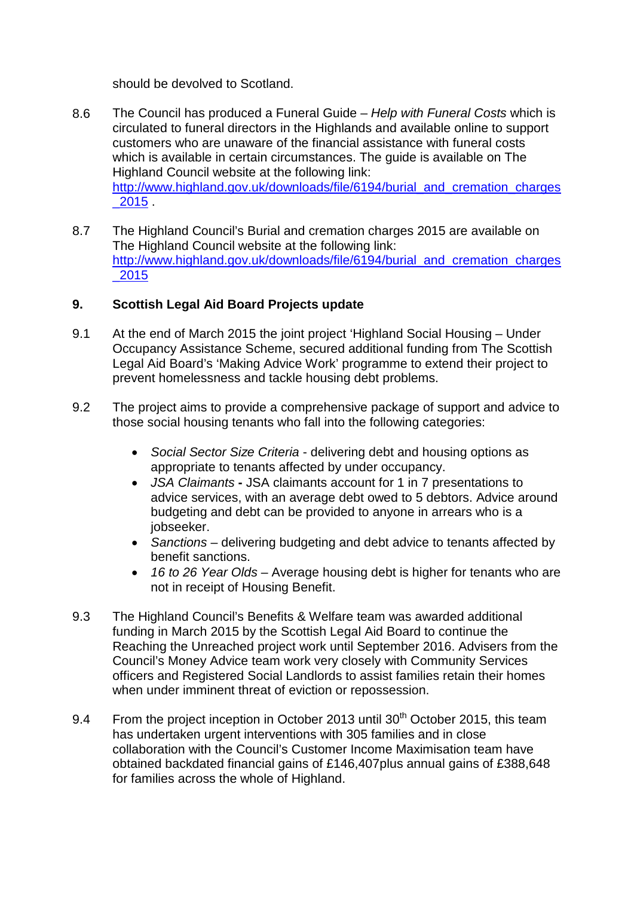should be devolved to Scotland.

8.6 The Council has produced a Funeral Guide – *Help with Funeral Costs* which is circulated to funeral directors in the Highlands and available online to support customers who are unaware of the financial assistance with funeral costs which is available in certain circumstances. The guide is available on The Highland Council website at the following link: http://www.highland.gov.uk/downloads/file/6194/burial_and_cremation_charges_2015 .

8.7 The Highland Council's Burial and cremation charges 2015 are available on The Highland Council website at the following link: http://www.highland.gov.uk/downloads/file/6194/burial_and_cremation_charges_2015

## 9. Scottish Legal Aid Board Projects update

9.1 At the end of March 2015 the joint project 'Highland Social Housing – Under Occupancy Assistance Scheme, secured additional funding from The Scottish Legal Aid Board's 'Making Advice Work' programme to extend their project to prevent homelessness and tackle housing debt problems.

9.2 The project aims to provide a comprehensive package of support and advice to those social housing tenants who fall into the following categories:

- *Social Sector Size Criteria* - delivering debt and housing options as appropriate to tenants affected by under occupancy.
- *JSA Claimants* **-** JSA claimants account for 1 in 7 presentations to advice services, with an average debt owed to 5 debtors. Advice around budgeting and debt can be provided to anyone in arrears who is a jobseeker.
- *Sanctions* – delivering budgeting and debt advice to tenants affected by benefit sanctions.
- *16 to 26 Year Olds* – Average housing debt is higher for tenants who are not in receipt of Housing Benefit.

9.3 The Highland Council's Benefits & Welfare team was awarded additional funding in March 2015 by the Scottish Legal Aid Board to continue the Reaching the Unreached project work until September 2016. Advisers from the Council's Money Advice team work very closely with Community Services officers and Registered Social Landlords to assist families retain their homes when under imminent threat of eviction or repossession.

9.4 From the project inception in October 2013 until 30th October 2015, this team has undertaken urgent interventions with 305 families and in close collaboration with the Council's Customer Income Maximisation team have obtained backdated financial gains of £146,407plus annual gains of £388,648 for families across the whole of Highland.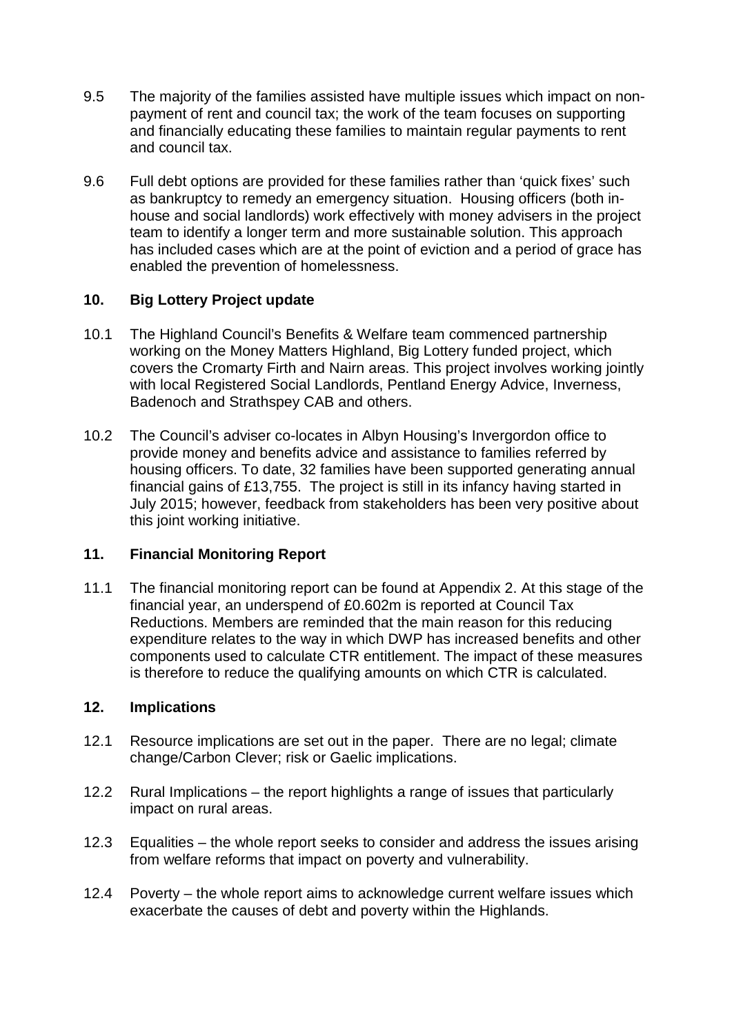9.5 The majority of the families assisted have multiple issues which impact on non-payment of rent and council tax; the work of the team focuses on supporting and financially educating these families to maintain regular payments to rent and council tax.

9.6 Full debt options are provided for these families rather than 'quick fixes' such as bankruptcy to remedy an emergency situation. Housing officers (both in-house and social landlords) work effectively with money advisers in the project team to identify a longer term and more sustainable solution. This approach has included cases which are at the point of eviction and a period of grace has enabled the prevention of homelessness.

## 10. Big Lottery Project update

10.1 The Highland Council's Benefits & Welfare team commenced partnership working on the Money Matters Highland, Big Lottery funded project, which covers the Cromarty Firth and Nairn areas. This project involves working jointly with local Registered Social Landlords, Pentland Energy Advice, Inverness, Badenoch and Strathspey CAB and others.

10.2 The Council's adviser co-locates in Albyn Housing's Invergordon office to provide money and benefits advice and assistance to families referred by housing officers. To date, 32 families have been supported generating annual financial gains of £13,755. The project is still in its infancy having started in July 2015; however, feedback from stakeholders has been very positive about this joint working initiative.

## 11. Financial Monitoring Report

11.1 The financial monitoring report can be found at Appendix 2. At this stage of the financial year, an underspend of £0.602m is reported at Council Tax Reductions. Members are reminded that the main reason for this reducing expenditure relates to the way in which DWP has increased benefits and other components used to calculate CTR entitlement. The impact of these measures is therefore to reduce the qualifying amounts on which CTR is calculated.

## 12. Implications

12.1 Resource implications are set out in the paper. There are no legal; climate change/Carbon Clever; risk or Gaelic implications.

12.2 Rural Implications – the report highlights a range of issues that particularly impact on rural areas.

12.3 Equalities – the whole report seeks to consider and address the issues arising from welfare reforms that impact on poverty and vulnerability.

12.4 Poverty – the whole report aims to acknowledge current welfare issues which exacerbate the causes of debt and poverty within the Highlands.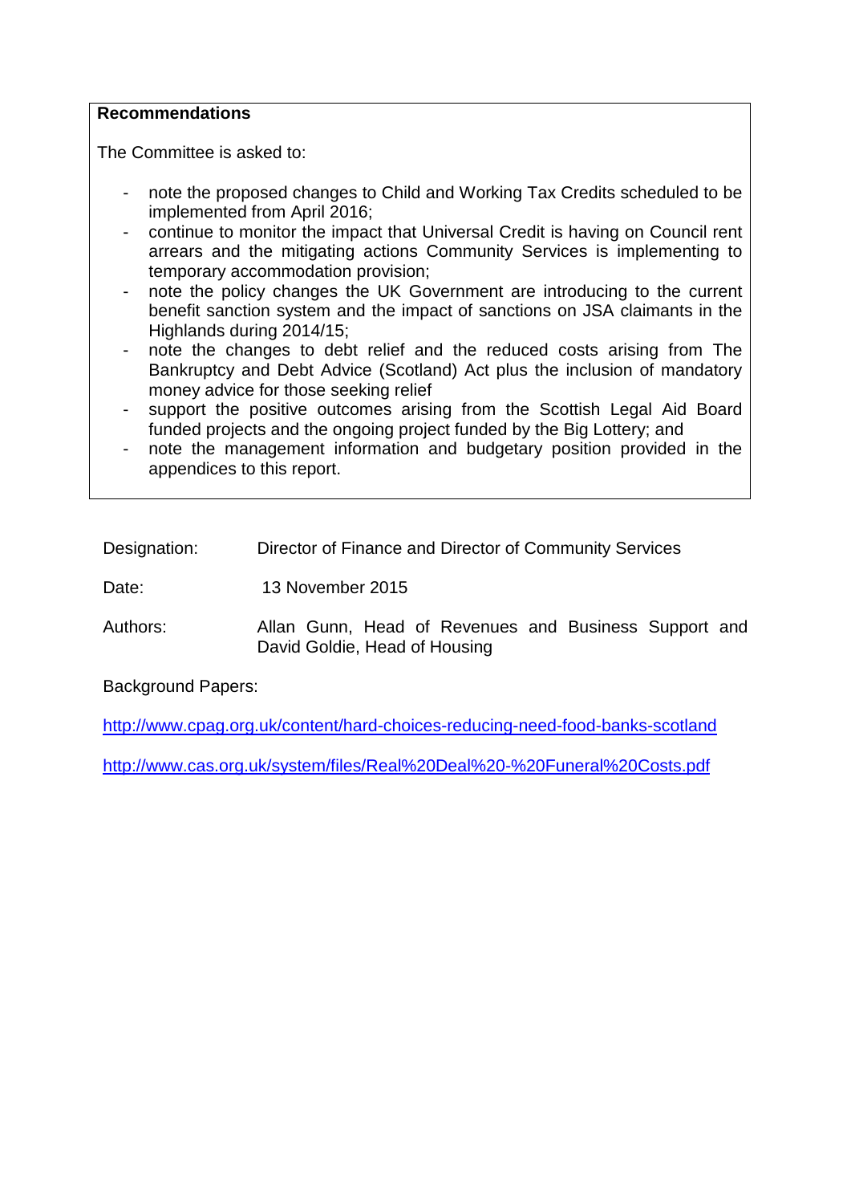**Recommendations**

The Committee is asked to:

- note the proposed changes to Child and Working Tax Credits scheduled to be implemented from April 2016;
- continue to monitor the impact that Universal Credit is having on Council rent arrears and the mitigating actions Community Services is implementing to temporary accommodation provision;
- note the policy changes the UK Government are introducing to the current benefit sanction system and the impact of sanctions on JSA claimants in the Highlands during 2014/15;
- note the changes to debt relief and the reduced costs arising from The Bankruptcy and Debt Advice (Scotland) Act plus the inclusion of mandatory money advice for those seeking relief
- support the positive outcomes arising from the Scottish Legal Aid Board funded projects and the ongoing project funded by the Big Lottery; and
- note the management information and budgetary position provided in the appendices to this report.

Designation: Director of Finance and Director of Community Services

Date: 13 November 2015

Authors: Allan Gunn, Head of Revenues and Business Support and David Goldie, Head of Housing

Background Papers:

http://www.cpag.org.uk/content/hard-choices-reducing-need-food-banks-scotland

http://www.cas.org.uk/system/files/Real%20Deal%20-%20Funeral%20Costs.pdf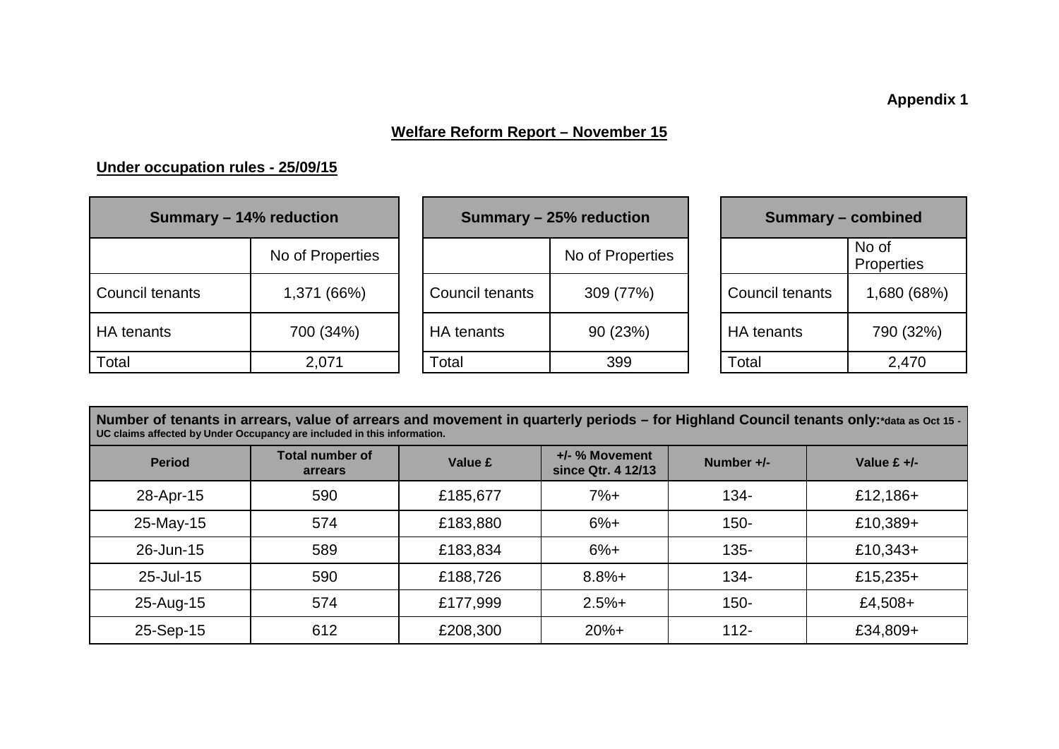**Appendix 1**

## Welfare Reform Report – November 15

### Under occupation rules - 25/09/15

| Summary – 14% reduction | |
|---|---|
| | No of Properties |
| Council tenants | 1,371 (66%) |
| HA tenants | 700 (34%) |
| Total | 2,071 |

| Summary – 25% reduction | |
|---|---|
| | No of Properties |
| Council tenants | 309 (77%) |
| HA tenants | 90 (23%) |
| Total | 399 |

| Summary – combined | |
|---|---|
| | No of Properties |
| Council tenants | 1,680 (68%) |
| HA tenants | 790 (32%) |
| Total | 2,470 |

**Number of tenants in arrears, value of arrears and movement in quarterly periods – for Highland Council tenants only:** ***data as Oct 15 - UC claims affected by Under Occupancy are included in this information.**

| Period | Total number of arrears | Value £ | +/- % Movement since Qtr. 4 12/13 | Number +/- | Value £ +/- |
|---|---|---|---|---|---|
| 28-Apr-15 | 590 | £185,677 | 7%+ | 134- | £12,186+ |
| 25-May-15 | 574 | £183,880 | 6%+ | 150- | £10,389+ |
| 26-Jun-15 | 589 | £183,834 | 6%+ | 135- | £10,343+ |
| 25-Jul-15 | 590 | £188,726 | 8.8%+ | 134- | £15,235+ |
| 25-Aug-15 | 574 | £177,999 | 2.5%+ | 150- | £4,508+ |
| 25-Sep-15 | 612 | £208,300 | 20%+ | 112- | £34,809+ |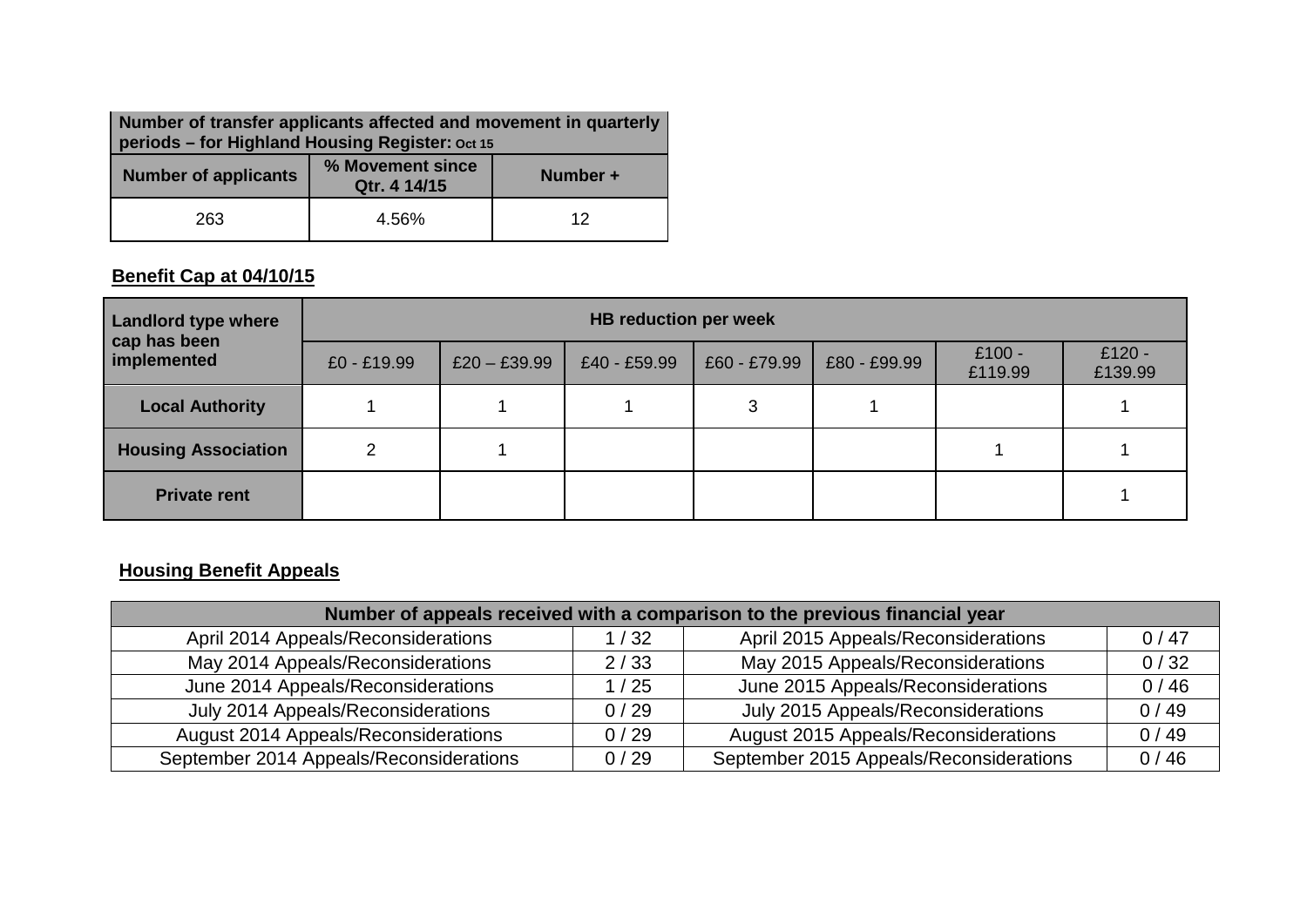| Number of transfer applicants affected and movement in quarterly periods – for Highland Housing Register: Oct 15 | | |
|---|---|---|
| **Number of applicants** | **% Movement since Qtr. 4 14/15** | **Number +** |
| 263 | 4.56% | 12 |

**Benefit Cap at 04/10/15**

| Landlord type where cap has been implemented | HB reduction per week | | | | | | |
|---|---|---|---|---|---|---|---|
| | £0 - £19.99 | £20 – £39.99 | £40 - £59.99 | £60 - £79.99 | £80 - £99.99 | £100 - £119.99 | £120 - £139.99 |
| **Local Authority** | 1 | 1 | 1 | 3 | 1 | | 1 |
| **Housing Association** | 2 | 1 | | | | 1 | 1 |
| **Private rent** | | | | | | | 1 |

**Housing Benefit Appeals**

| Number of appeals received with a comparison to the previous financial year | | | |
|---|---|---|---|
| April 2014 Appeals/Reconsiderations | 1 / 32 | April 2015 Appeals/Reconsiderations | 0 / 47 |
| May 2014 Appeals/Reconsiderations | 2 / 33 | May 2015 Appeals/Reconsiderations | 0 / 32 |
| June 2014 Appeals/Reconsiderations | 1 / 25 | June 2015 Appeals/Reconsiderations | 0 / 46 |
| July 2014 Appeals/Reconsiderations | 0 / 29 | July 2015 Appeals/Reconsiderations | 0 / 49 |
| August 2014 Appeals/Reconsiderations | 0 / 29 | August 2015 Appeals/Reconsiderations | 0 / 49 |
| September 2014 Appeals/Reconsiderations | 0 / 29 | September 2015 Appeals/Reconsiderations | 0 / 46 |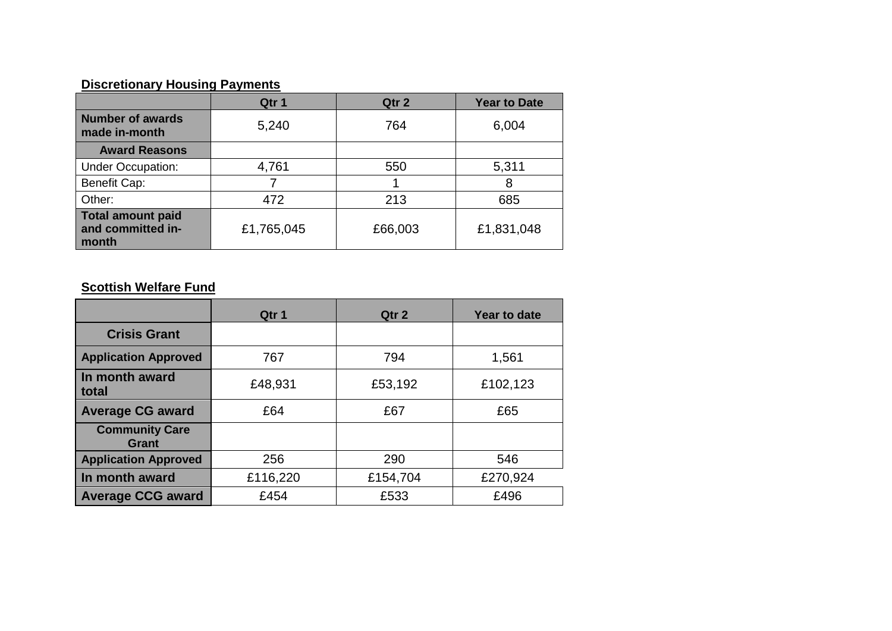**Discretionary Housing Payments**

| | Qtr 1 | Qtr 2 | Year to Date |
|---|---|---|---|
| **Number of awards made in-month** | 5,240 | 764 | 6,004 |
| **Award Reasons** | | | |
| Under Occupation: | 4,761 | 550 | 5,311 |
| Benefit Cap: | 7 | 1 | 8 |
| Other: | 472 | 213 | 685 |
| **Total amount paid and committed in-month** | £1,765,045 | £66,003 | £1,831,048 |

**Scottish Welfare Fund**

| | Qtr 1 | Qtr 2 | Year to date |
|---|---|---|---|
| **Crisis Grant** | | | |
| **Application Approved** | 767 | 794 | 1,561 |
| **In month award total** | £48,931 | £53,192 | £102,123 |
| **Average CG award** | £64 | £67 | £65 |
| **Community Care Grant** | | | |
| **Application Approved** | 256 | 290 | 546 |
| **In month award** | £116,220 | £154,704 | £270,924 |
| **Average CCG award** | £454 | £533 | £496 |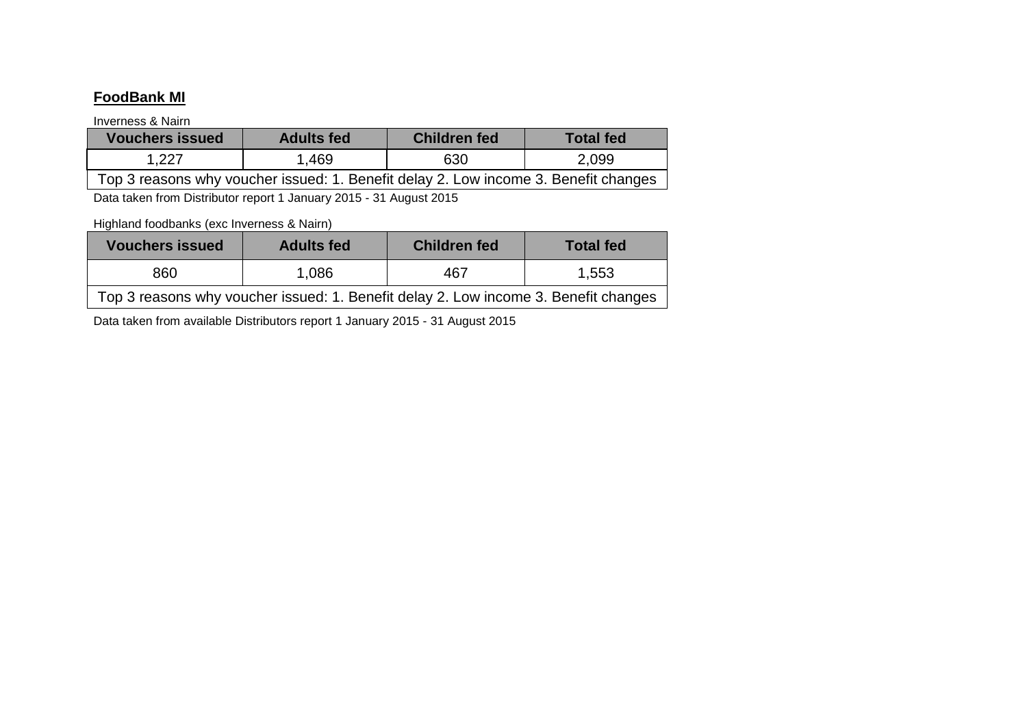## FoodBank MI

Inverness & Nairn

| Vouchers issued | Adults fed | Children fed | Total fed |
|---|---|---|---|
| 1,227 | 1,469 | 630 | 2,099 |
| Top 3 reasons why voucher issued: 1. Benefit delay 2. Low income 3. Benefit changes | | | |

Data taken from Distributor report 1 January 2015 - 31 August 2015

Highland foodbanks (exc Inverness & Nairn)

| Vouchers issued | Adults fed | Children fed | Total fed |
|---|---|---|---|
| 860 | 1,086 | 467 | 1,553 |
| Top 3 reasons why voucher issued: 1. Benefit delay 2. Low income 3. Benefit changes | | | |

Data taken from available Distributors report 1 January 2015 - 31 August 2015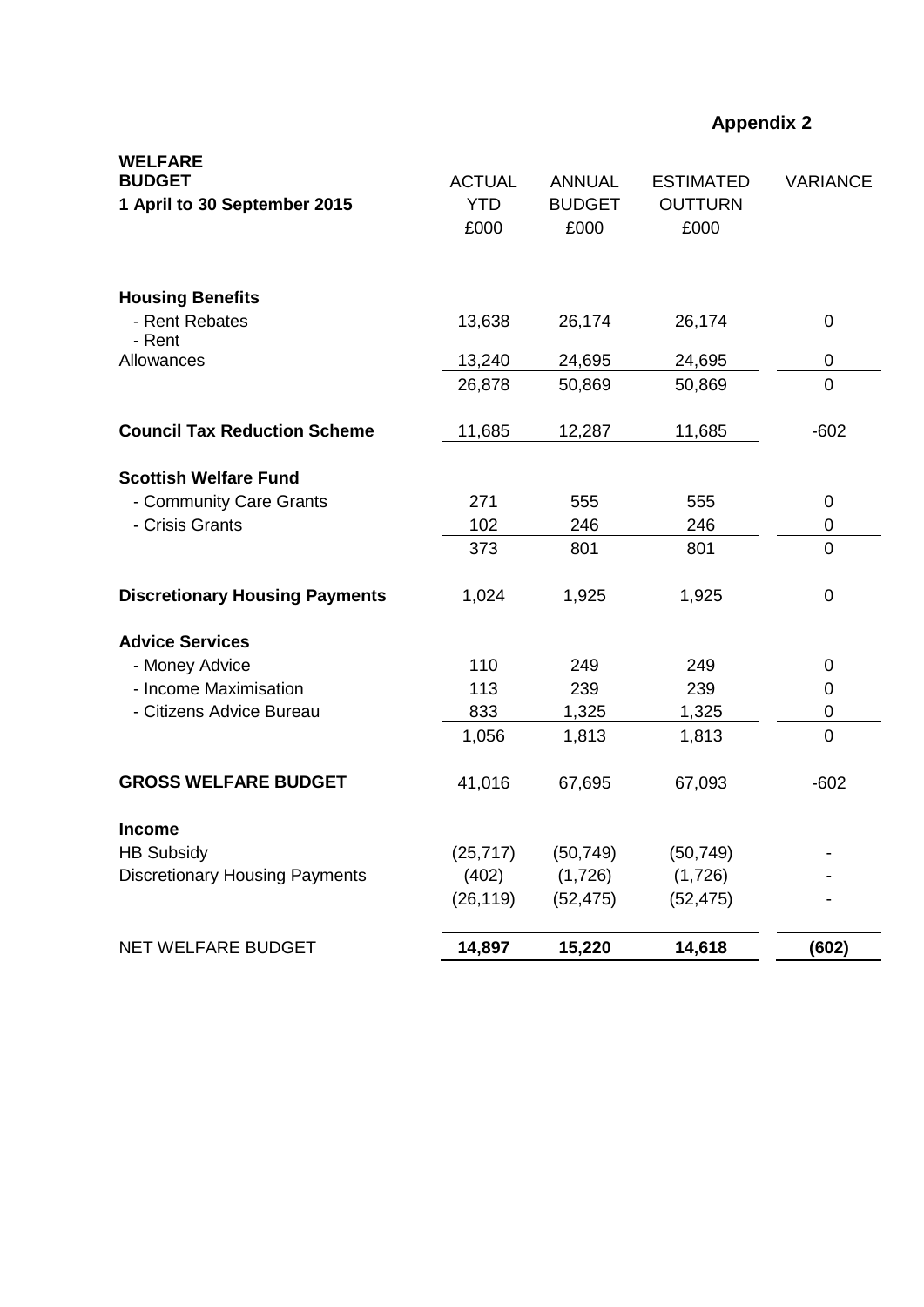**Appendix 2**

| WELFARE BUDGET 1 April to 30 September 2015 | ACTUAL YTD £000 | ANNUAL BUDGET £000 | ESTIMATED OUTTURN £000 | VARIANCE |
|---|---|---|---|---|
| **Housing Benefits** | | | | |
| - Rent Rebates | 13,638 | 26,174 | 26,174 | 0 |
| - Rent Allowances | 13,240 | 24,695 | 24,695 | 0 |
| | 26,878 | 50,869 | 50,869 | 0 |
| **Council Tax Reduction Scheme** | 11,685 | 12,287 | 11,685 | -602 |
| **Scottish Welfare Fund** | | | | |
| - Community Care Grants | 271 | 555 | 555 | 0 |
| - Crisis Grants | 102 | 246 | 246 | 0 |
| | 373 | 801 | 801 | 0 |
| **Discretionary Housing Payments** | 1,024 | 1,925 | 1,925 | 0 |
| **Advice Services** | | | | |
| - Money Advice | 110 | 249 | 249 | 0 |
| - Income Maximisation | 113 | 239 | 239 | 0 |
| - Citizens Advice Bureau | 833 | 1,325 | 1,325 | 0 |
| | 1,056 | 1,813 | 1,813 | 0 |
| **GROSS WELFARE BUDGET** | 41,016 | 67,695 | 67,093 | -602 |
| **Income** | | | | |
| HB Subsidy | (25,717) | (50,749) | (50,749) | - |
| Discretionary Housing Payments | (402) | (1,726) | (1,726) | - |
| | (26,119) | (52,475) | (52,475) | - |
| NET WELFARE BUDGET | **14,897** | **15,220** | **14,618** | **(602)** |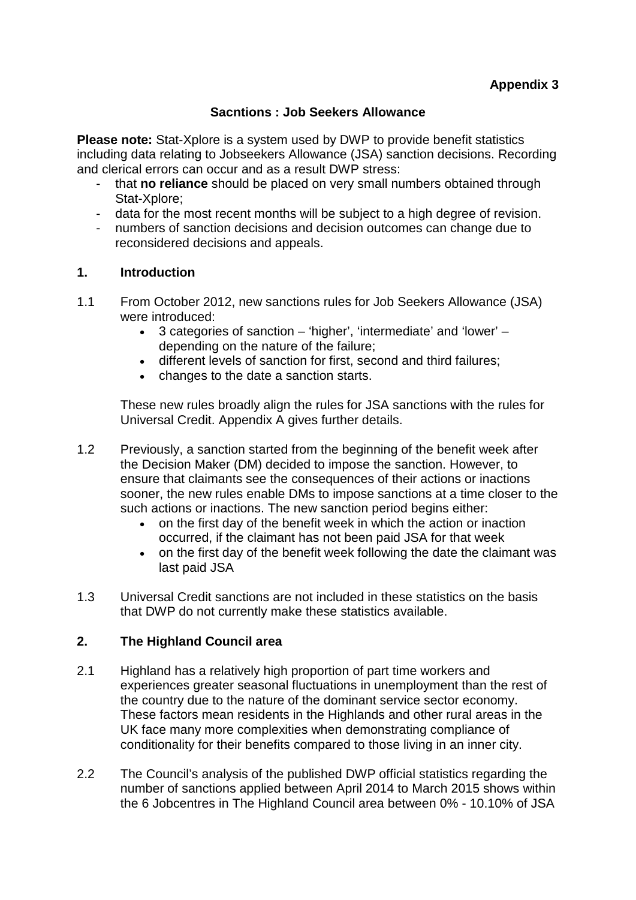**Appendix 3**

## Sacntions : Job Seekers Allowance

**Please note:** Stat-Xplore is a system used by DWP to provide benefit statistics including data relating to Jobseekers Allowance (JSA) sanction decisions. Recording and clerical errors can occur and as a result DWP stress:

- that **no reliance** should be placed on very small numbers obtained through Stat-Xplore;
- data for the most recent months will be subject to a high degree of revision.
- numbers of sanction decisions and decision outcomes can change due to reconsidered decisions and appeals.

### 1. Introduction

1.1 From October 2012, new sanctions rules for Job Seekers Allowance (JSA) were introduced:

- 3 categories of sanction – 'higher', 'intermediate' and 'lower' – depending on the nature of the failure;
- different levels of sanction for first, second and third failures;
- changes to the date a sanction starts.

These new rules broadly align the rules for JSA sanctions with the rules for Universal Credit. Appendix A gives further details.

1.2 Previously, a sanction started from the beginning of the benefit week after the Decision Maker (DM) decided to impose the sanction. However, to ensure that claimants see the consequences of their actions or inactions sooner, the new rules enable DMs to impose sanctions at a time closer to the such actions or inactions. The new sanction period begins either:

- on the first day of the benefit week in which the action or inaction occurred, if the claimant has not been paid JSA for that week
- on the first day of the benefit week following the date the claimant was last paid JSA

1.3 Universal Credit sanctions are not included in these statistics on the basis that DWP do not currently make these statistics available.

### 2. The Highland Council area

2.1 Highland has a relatively high proportion of part time workers and experiences greater seasonal fluctuations in unemployment than the rest of the country due to the nature of the dominant service sector economy. These factors mean residents in the Highlands and other rural areas in the UK face many more complexities when demonstrating compliance of conditionality for their benefits compared to those living in an inner city.

2.2 The Council's analysis of the published DWP official statistics regarding the number of sanctions applied between April 2014 to March 2015 shows within the 6 Jobcentres in The Highland Council area between 0% - 10.10% of JSA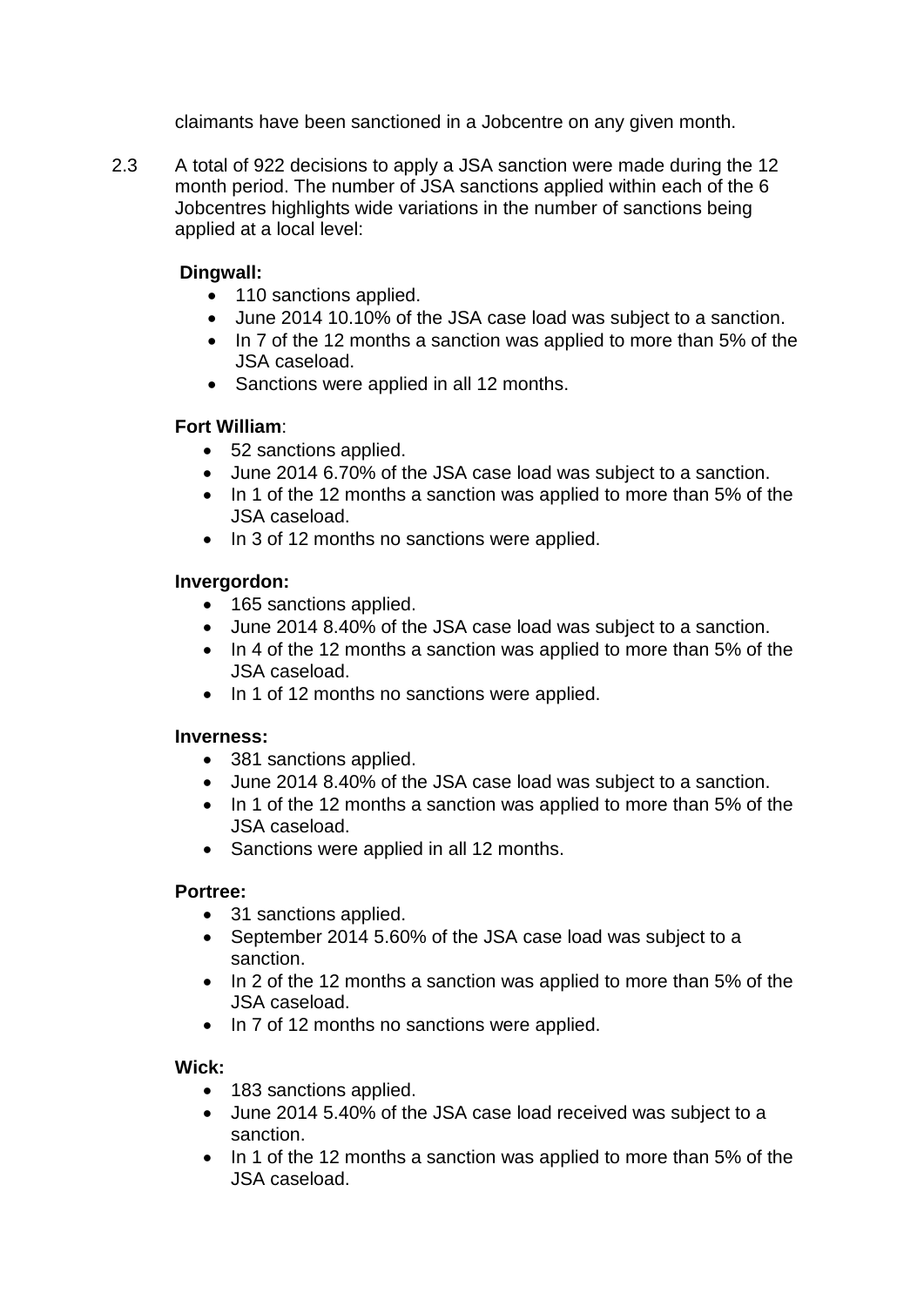claimants have been sanctioned in a Jobcentre on any given month.

2.3 A total of 922 decisions to apply a JSA sanction were made during the 12 month period. The number of JSA sanctions applied within each of the 6 Jobcentres highlights wide variations in the number of sanctions being applied at a local level:

**Dingwall:**

- 110 sanctions applied.
- June 2014 10.10% of the JSA case load was subject to a sanction.
- In 7 of the 12 months a sanction was applied to more than 5% of the JSA caseload.
- Sanctions were applied in all 12 months.

**Fort William**:

- 52 sanctions applied.
- June 2014 6.70% of the JSA case load was subject to a sanction.
- In 1 of the 12 months a sanction was applied to more than 5% of the JSA caseload.
- In 3 of 12 months no sanctions were applied.

**Invergordon:**

- 165 sanctions applied.
- June 2014 8.40% of the JSA case load was subject to a sanction.
- In 4 of the 12 months a sanction was applied to more than 5% of the JSA caseload.
- In 1 of 12 months no sanctions were applied.

**Inverness:**

- 381 sanctions applied.
- June 2014 8.40% of the JSA case load was subject to a sanction.
- In 1 of the 12 months a sanction was applied to more than 5% of the JSA caseload.
- Sanctions were applied in all 12 months.

**Portree:**

- 31 sanctions applied.
- September 2014 5.60% of the JSA case load was subject to a sanction.
- In 2 of the 12 months a sanction was applied to more than 5% of the JSA caseload.
- In 7 of 12 months no sanctions were applied.

**Wick:**

- 183 sanctions applied.
- June 2014 5.40% of the JSA case load received was subject to a sanction.
- In 1 of the 12 months a sanction was applied to more than 5% of the JSA caseload.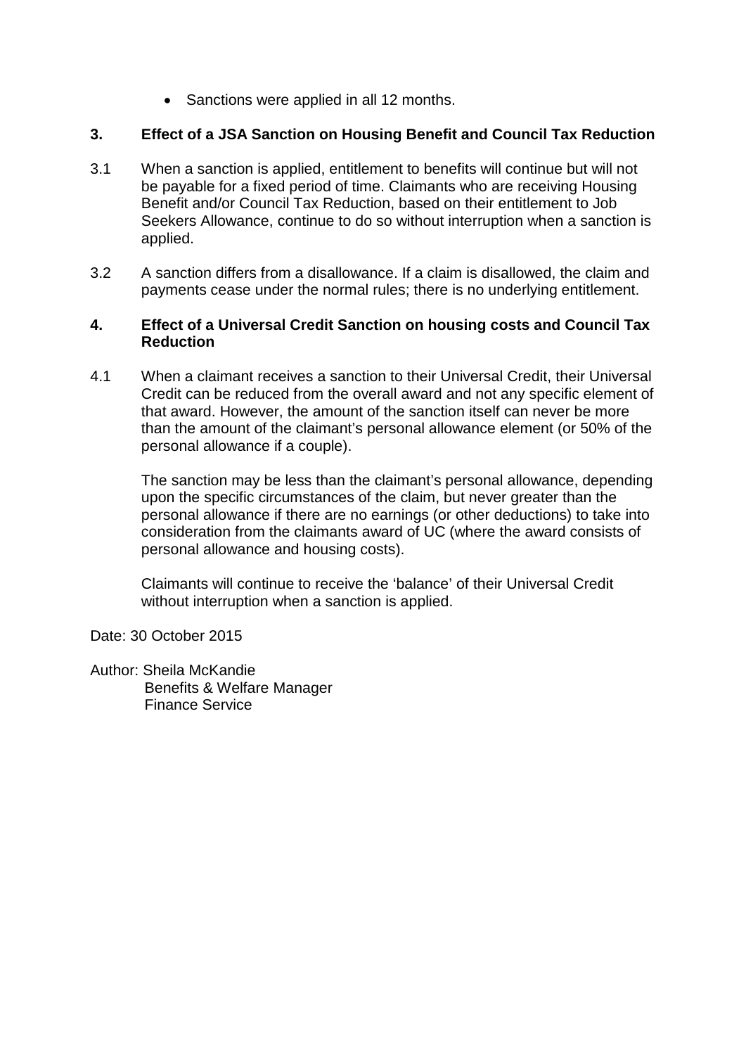- Sanctions were applied in all 12 months.

## 3. Effect of a JSA Sanction on Housing Benefit and Council Tax Reduction

3.1 When a sanction is applied, entitlement to benefits will continue but will not be payable for a fixed period of time. Claimants who are receiving Housing Benefit and/or Council Tax Reduction, based on their entitlement to Job Seekers Allowance, continue to do so without interruption when a sanction is applied.

3.2 A sanction differs from a disallowance. If a claim is disallowed, the claim and payments cease under the normal rules; there is no underlying entitlement.

## 4. Effect of a Universal Credit Sanction on housing costs and Council Tax Reduction

4.1 When a claimant receives a sanction to their Universal Credit, their Universal Credit can be reduced from the overall award and not any specific element of that award. However, the amount of the sanction itself can never be more than the amount of the claimant's personal allowance element (or 50% of the personal allowance if a couple).

The sanction may be less than the claimant's personal allowance, depending upon the specific circumstances of the claim, but never greater than the personal allowance if there are no earnings (or other deductions) to take into consideration from the claimants award of UC (where the award consists of personal allowance and housing costs).

Claimants will continue to receive the 'balance' of their Universal Credit without interruption when a sanction is applied.

Date: 30 October 2015

Author: Sheila McKandie
Benefits & Welfare Manager
Finance Service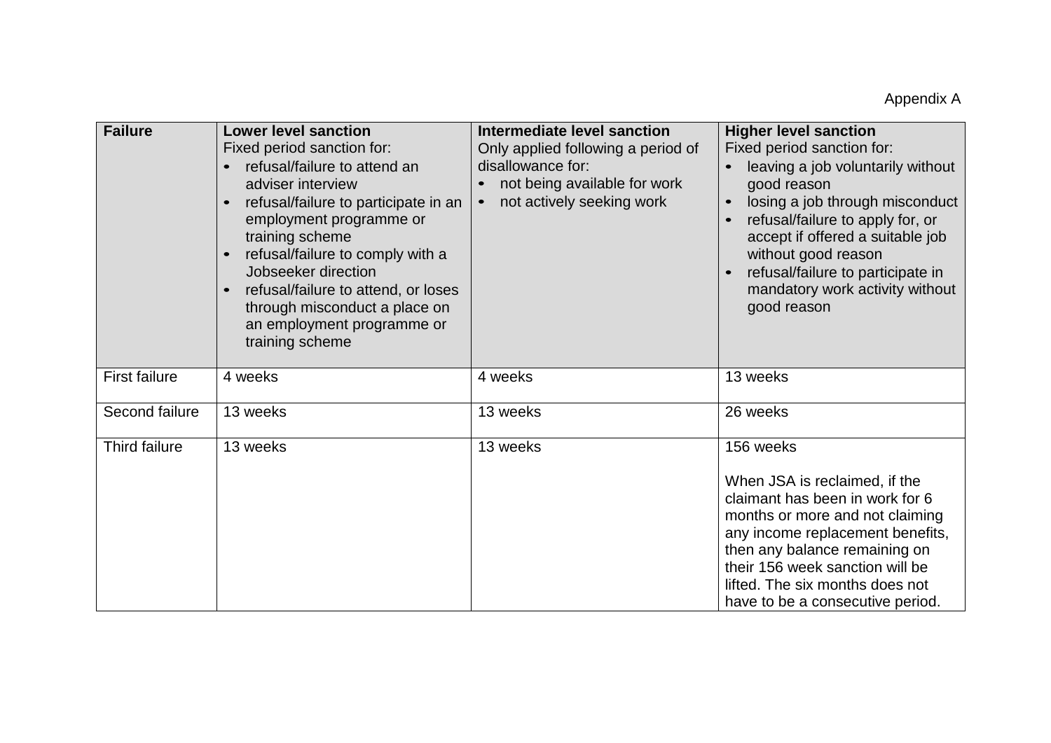Appendix A

| Failure | Lower level sanction<br>Fixed period sanction for:<br>• refusal/failure to attend an adviser interview<br>• refusal/failure to participate in an employment programme or training scheme<br>• refusal/failure to comply with a Jobseeker direction<br>• refusal/failure to attend, or loses through misconduct a place on an employment programme or training scheme | Intermediate level sanction<br>Only applied following a period of disallowance for:<br>• not being available for work<br>• not actively seeking work | Higher level sanction<br>Fixed period sanction for:<br>• leaving a job voluntarily without good reason<br>• losing a job through misconduct<br>• refusal/failure to apply for, or accept if offered a suitable job without good reason<br>• refusal/failure to participate in mandatory work activity without good reason |
|---|---|---|---|
| First failure | 4 weeks | 4 weeks | 13 weeks |
| Second failure | 13 weeks | 13 weeks | 26 weeks |
| Third failure | 13 weeks | 13 weeks | 156 weeks<br><br>When JSA is reclaimed, if the claimant has been in work for 6 months or more and not claiming any income replacement benefits, then any balance remaining on their 156 week sanction will be lifted. The six months does not have to be a consecutive period. |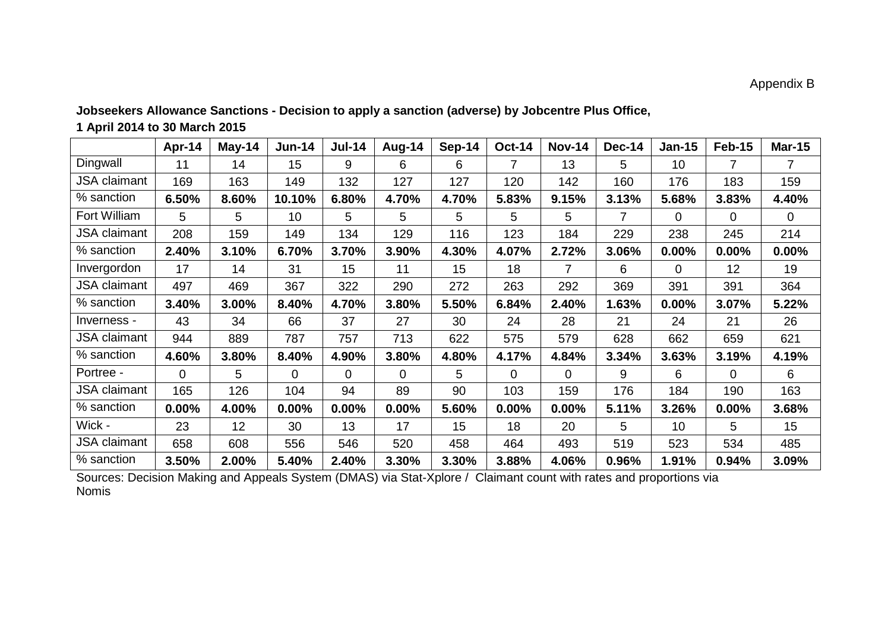Appendix B

**Jobseekers Allowance Sanctions - Decision to apply a sanction (adverse) by Jobcentre Plus Office, 1 April 2014 to 30 March 2015**

| | Apr-14 | May-14 | Jun-14 | Jul-14 | Aug-14 | Sep-14 | Oct-14 | Nov-14 | Dec-14 | Jan-15 | Feb-15 | Mar-15 |
|---|---|---|---|---|---|---|---|---|---|---|---|---|
| Dingwall | 11 | 14 | 15 | 9 | 6 | 6 | 7 | 13 | 5 | 10 | 7 | 7 |
| JSA claimant | 169 | 163 | 149 | 132 | 127 | 127 | 120 | 142 | 160 | 176 | 183 | 159 |
| % sanction | **6.50%** | **8.60%** | **10.10%** | **6.80%** | **4.70%** | **4.70%** | **5.83%** | **9.15%** | **3.13%** | **5.68%** | **3.83%** | **4.40%** |
| Fort William | 5 | 5 | 10 | 5 | 5 | 5 | 5 | 5 | 7 | 0 | 0 | 0 |
| JSA claimant | 208 | 159 | 149 | 134 | 129 | 116 | 123 | 184 | 229 | 238 | 245 | 214 |
| % sanction | **2.40%** | **3.10%** | **6.70%** | **3.70%** | **3.90%** | **4.30%** | **4.07%** | **2.72%** | **3.06%** | **0.00%** | **0.00%** | **0.00%** |
| Invergordon | 17 | 14 | 31 | 15 | 11 | 15 | 18 | 7 | 6 | 0 | 12 | 19 |
| JSA claimant | 497 | 469 | 367 | 322 | 290 | 272 | 263 | 292 | 369 | 391 | 391 | 364 |
| % sanction | **3.40%** | **3.00%** | **8.40%** | **4.70%** | **3.80%** | **5.50%** | **6.84%** | **2.40%** | **1.63%** | **0.00%** | **3.07%** | **5.22%** |
| Inverness - | 43 | 34 | 66 | 37 | 27 | 30 | 24 | 28 | 21 | 24 | 21 | 26 |
| JSA claimant | 944 | 889 | 787 | 757 | 713 | 622 | 575 | 579 | 628 | 662 | 659 | 621 |
| % sanction | **4.60%** | **3.80%** | **8.40%** | **4.90%** | **3.80%** | **4.80%** | **4.17%** | **4.84%** | **3.34%** | **3.63%** | **3.19%** | **4.19%** |
| Portree - | 0 | 5 | 0 | 0 | 0 | 5 | 0 | 0 | 9 | 6 | 0 | 6 |
| JSA claimant | 165 | 126 | 104 | 94 | 89 | 90 | 103 | 159 | 176 | 184 | 190 | 163 |
| % sanction | **0.00%** | **4.00%** | **0.00%** | **0.00%** | **0.00%** | **5.60%** | **0.00%** | **0.00%** | **5.11%** | **3.26%** | **0.00%** | **3.68%** |
| Wick - | 23 | 12 | 30 | 13 | 17 | 15 | 18 | 20 | 5 | 10 | 5 | 15 |
| JSA claimant | 658 | 608 | 556 | 546 | 520 | 458 | 464 | 493 | 519 | 523 | 534 | 485 |
| % sanction | **3.50%** | **2.00%** | **5.40%** | **2.40%** | **3.30%** | **3.30%** | **3.88%** | **4.06%** | **0.96%** | **1.91%** | **0.94%** | **3.09%** |

Sources: Decision Making and Appeals System (DMAS) via Stat-Xplore / Claimant count with rates and proportions via Nomis